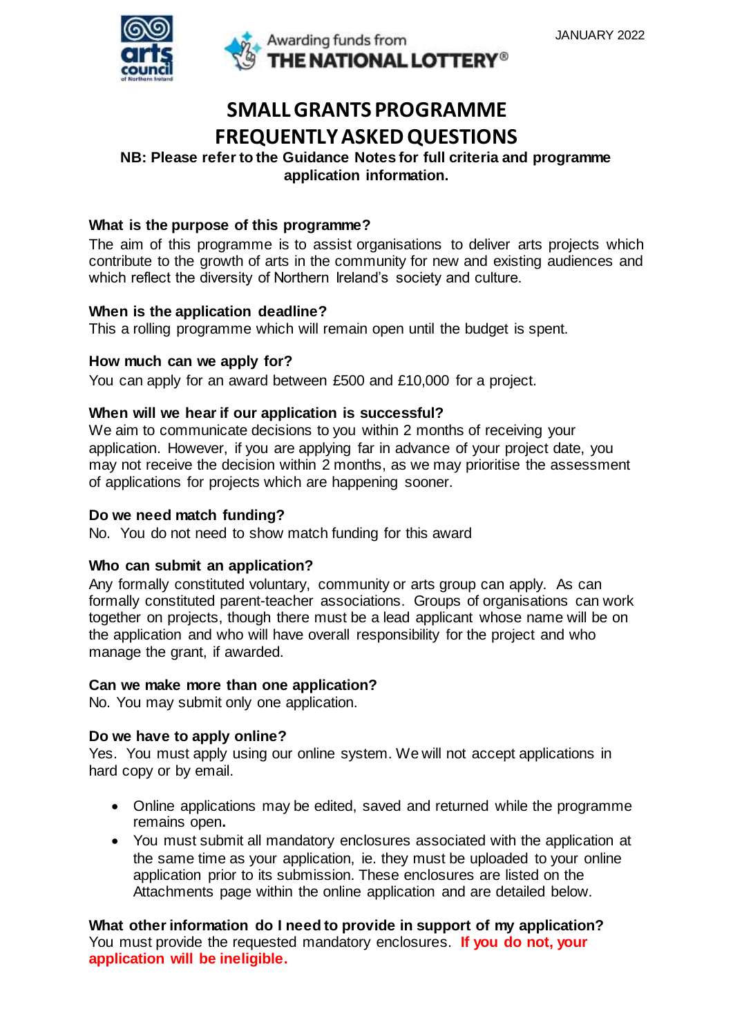JANUARY 2022

# SMALL GRANTS PROGRAMME
# FREQUENTLY ASKED QUESTIONS

**NB: Please refer to the Guidance Notes for full criteria and programme application information.**

**What is the purpose of this programme?**

The aim of this programme is to assist organisations to deliver arts projects which contribute to the growth of arts in the community for new and existing audiences and which reflect the diversity of Northern Ireland's society and culture.

**When is the application deadline?**

This a rolling programme which will remain open until the budget is spent.

**How much can we apply for?**

You can apply for an award between £500 and £10,000 for a project.

**When will we hear if our application is successful?**

We aim to communicate decisions to you within 2 months of receiving your application. However, if you are applying far in advance of your project date, you may not receive the decision within 2 months, as we may prioritise the assessment of applications for projects which are happening sooner.

**Do we need match funding?**

No. You do not need to show match funding for this award

**Who can submit an application?**

Any formally constituted voluntary, community or arts group can apply. As can formally constituted parent-teacher associations. Groups of organisations can work together on projects, though there must be a lead applicant whose name will be on the application and who will have overall responsibility for the project and who manage the grant, if awarded.

**Can we make more than one application?**

No. You may submit only one application.

**Do we have to apply online?**

Yes. You must apply using our online system. We will not accept applications in hard copy or by email.

- Online applications may be edited, saved and returned while the programme remains open**.**
- You must submit all mandatory enclosures associated with the application at the same time as your application, ie. they must be uploaded to your online application prior to its submission. These enclosures are listed on the Attachments page within the online application and are detailed below.

**What other information do I need to provide in support of my application?**

You must provide the requested mandatory enclosures. **If you do not, your application will be ineligible.**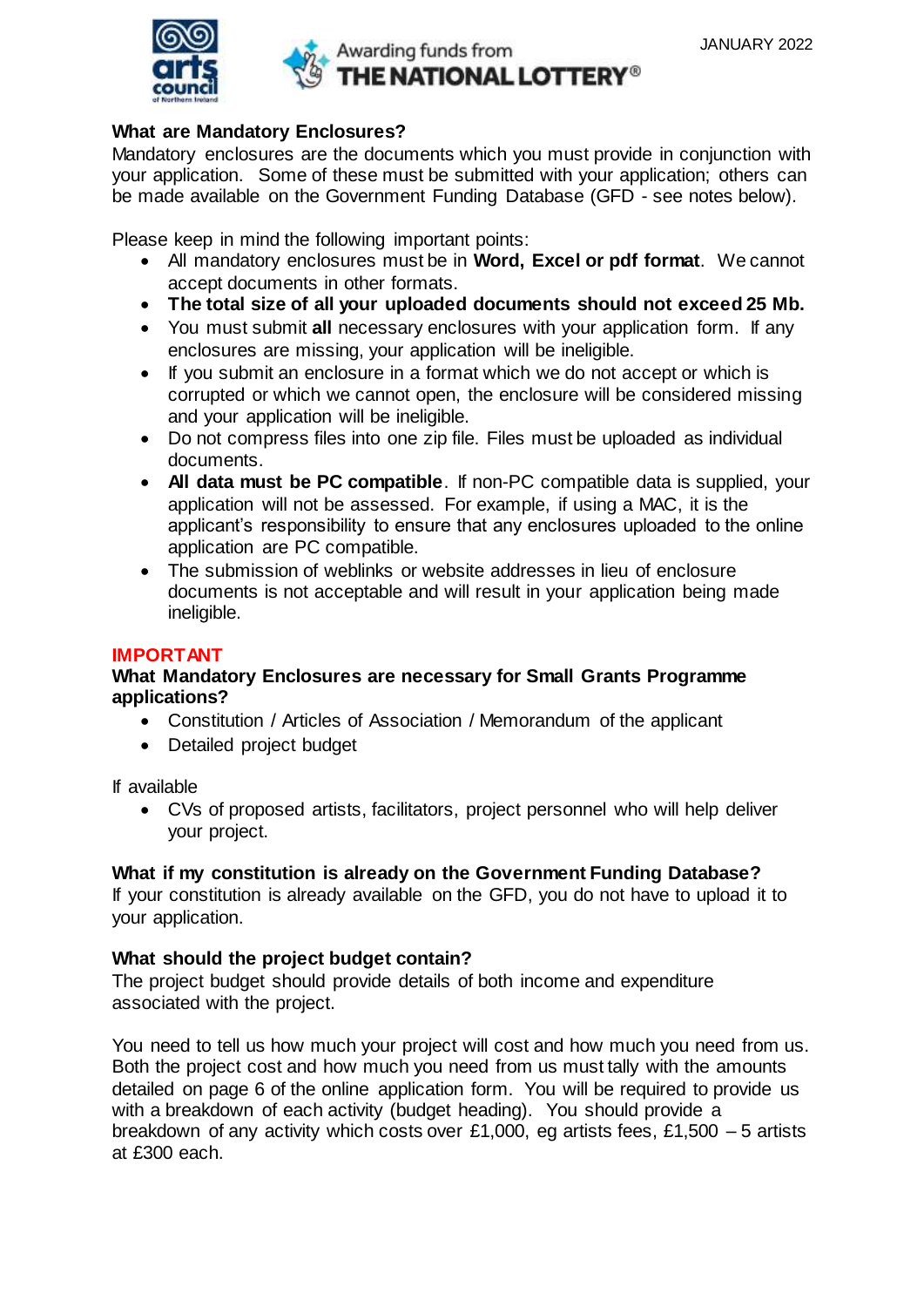### What are Mandatory Enclosures?

Mandatory enclosures are the documents which you must provide in conjunction with your application. Some of these must be submitted with your application; others can be made available on the Government Funding Database (GFD - see notes below).

Please keep in mind the following important points:

- All mandatory enclosures must be in **Word, Excel or pdf format**. We cannot accept documents in other formats.
- **The total size of all your uploaded documents should not exceed 25 Mb.**
- You must submit **all** necessary enclosures with your application form. If any enclosures are missing, your application will be ineligible.
- If you submit an enclosure in a format which we do not accept or which is corrupted or which we cannot open, the enclosure will be considered missing and your application will be ineligible.
- Do not compress files into one zip file. Files must be uploaded as individual documents.
- **All data must be PC compatible**. If non-PC compatible data is supplied, your application will not be assessed. For example, if using a MAC, it is the applicant's responsibility to ensure that any enclosures uploaded to the online application are PC compatible.
- The submission of weblinks or website addresses in lieu of enclosure documents is not acceptable and will result in your application being made ineligible.

**IMPORTANT**

### What Mandatory Enclosures are necessary for Small Grants Programme applications?

- Constitution / Articles of Association / Memorandum of the applicant
- Detailed project budget

If available

- CVs of proposed artists, facilitators, project personnel who will help deliver your project.

### What if my constitution is already on the Government Funding Database?

If your constitution is already available on the GFD, you do not have to upload it to your application.

### What should the project budget contain?

The project budget should provide details of both income and expenditure associated with the project.

You need to tell us how much your project will cost and how much you need from us. Both the project cost and how much you need from us must tally with the amounts detailed on page 6 of the online application form. You will be required to provide us with a breakdown of each activity (budget heading). You should provide a breakdown of any activity which costs over £1,000, eg artists fees, £1,500 – 5 artists at £300 each.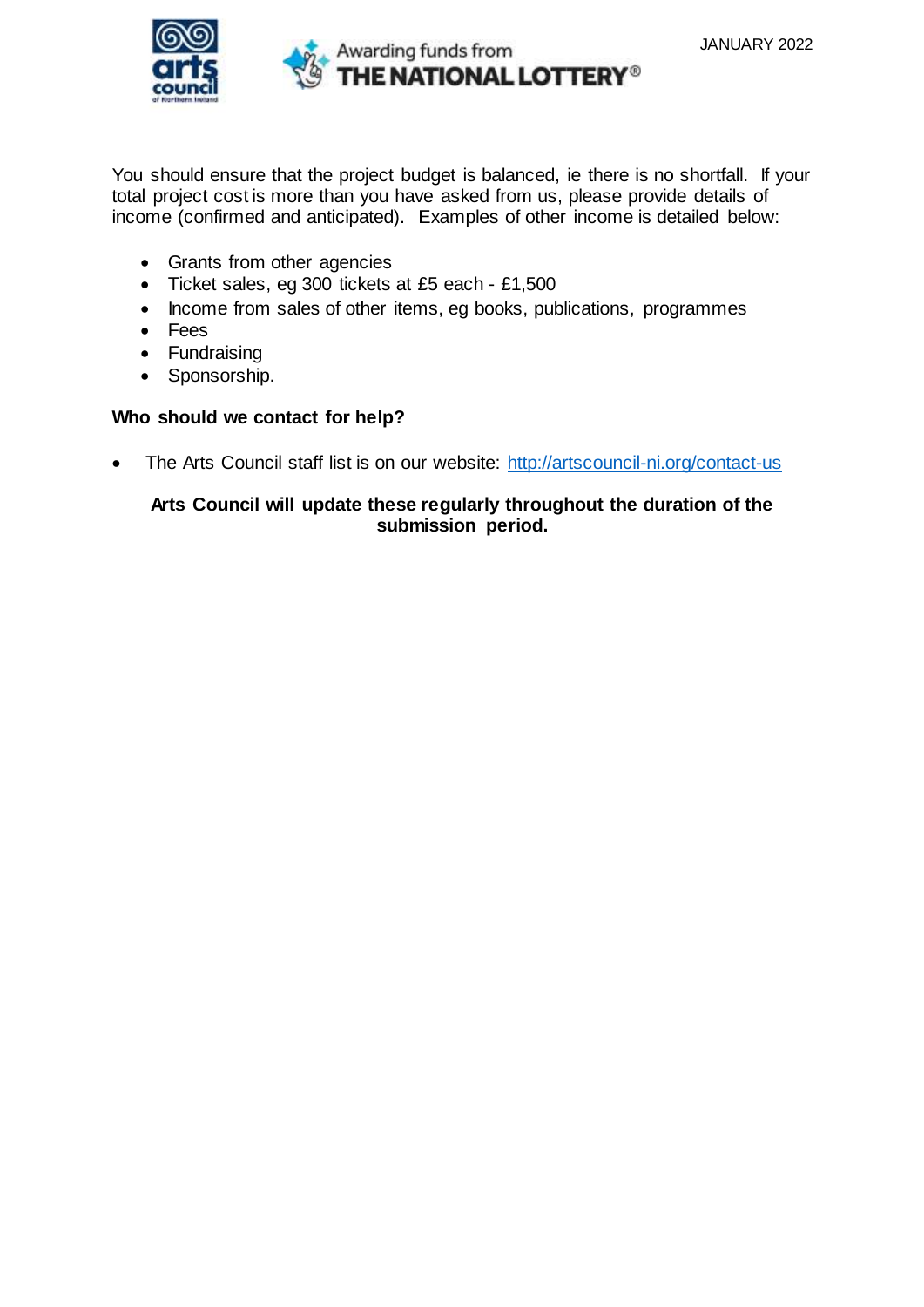You should ensure that the project budget is balanced, ie there is no shortfall. If your total project cost is more than you have asked from us, please provide details of income (confirmed and anticipated). Examples of other income is detailed below:

- Grants from other agencies
- Ticket sales, eg 300 tickets at £5 each - £1,500
- Income from sales of other items, eg books, publications, programmes
- Fees
- Fundraising
- Sponsorship.

**Who should we contact for help?**

- The Arts Council staff list is on our website: http://artscouncil-ni.org/contact-us

**Arts Council will update these regularly throughout the duration of the submission period.**